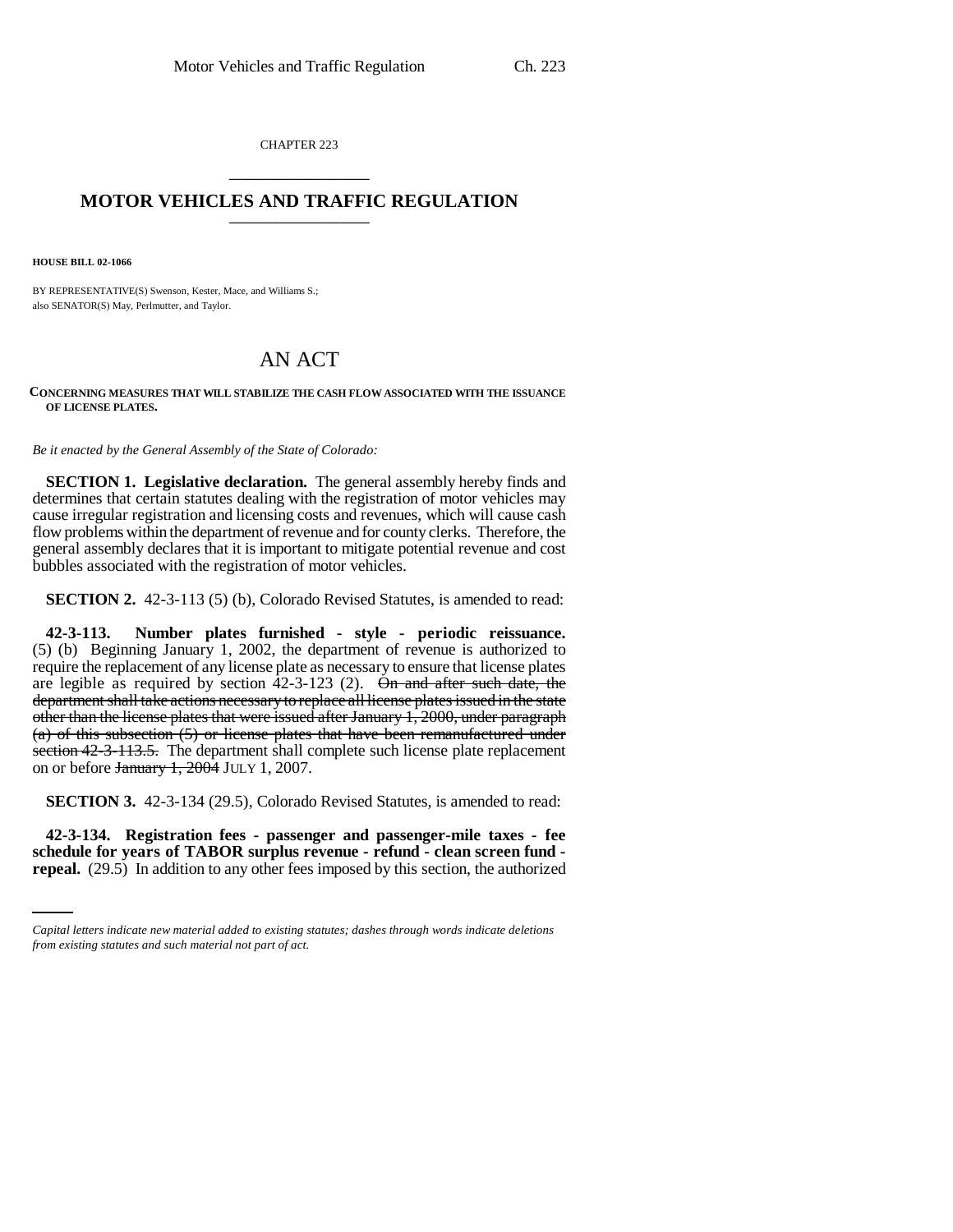CHAPTER 223

# MOTOR VEHICLES AND TRAFFIC REGULATION

**HOUSE BILL 02-1066**

BY REPRESENTATIVE(S) Swenson, Kester, Mace, and Williams S.;
also SENATOR(S) May, Perlmutter, and Taylor.

# AN ACT

**CONCERNING MEASURES THAT WILL STABILIZE THE CASH FLOW ASSOCIATED WITH THE ISSUANCE OF LICENSE PLATES.**

*Be it enacted by the General Assembly of the State of Colorado:*

**SECTION 1. Legislative declaration.** The general assembly hereby finds and determines that certain statutes dealing with the registration of motor vehicles may cause irregular registration and licensing costs and revenues, which will cause cash flow problems within the department of revenue and for county clerks. Therefore, the general assembly declares that it is important to mitigate potential revenue and cost bubbles associated with the registration of motor vehicles.

**SECTION 2.** 42-3-113 (5) (b), Colorado Revised Statutes, is amended to read:

**42-3-113. Number plates furnished - style - periodic reissuance.** (5) (b) Beginning January 1, 2002, the department of revenue is authorized to require the replacement of any license plate as necessary to ensure that license plates are legible as required by section 42-3-123 (2). ~~On and after such date, the department shall take actions necessary to replace all license plates issued in the state other than the license plates that were issued after January 1, 2000, under paragraph (a) of this subsection (5) or license plates that have been remanufactured under section 42-3-113.5.~~ The department shall complete such license plate replacement on or before ~~January 1, 2004~~ JULY 1, 2007.

**SECTION 3.** 42-3-134 (29.5), Colorado Revised Statutes, is amended to read:

**42-3-134. Registration fees - passenger and passenger-mile taxes - fee schedule for years of TABOR surplus revenue - refund - clean screen fund - repeal.** (29.5) In addition to any other fees imposed by this section, the authorized

*Capital letters indicate new material added to existing statutes; dashes through words indicate deletions from existing statutes and such material not part of act.*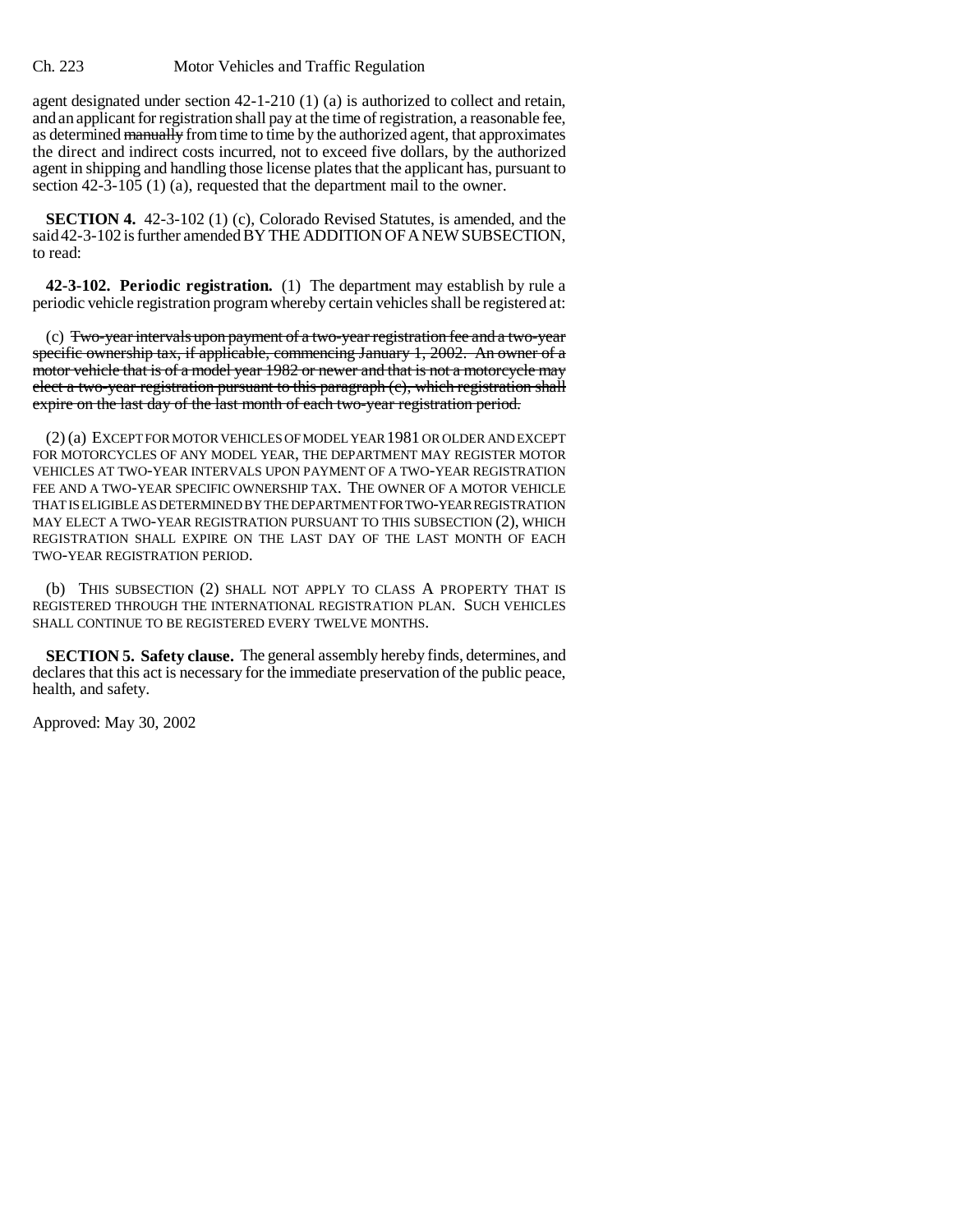agent designated under section 42-1-210 (1) (a) is authorized to collect and retain, and an applicant for registration shall pay at the time of registration, a reasonable fee, as determined ~~manually~~ from time to time by the authorized agent, that approximates the direct and indirect costs incurred, not to exceed five dollars, by the authorized agent in shipping and handling those license plates that the applicant has, pursuant to section 42-3-105 (1) (a), requested that the department mail to the owner.

**SECTION 4.** 42-3-102 (1) (c), Colorado Revised Statutes, is amended, and the said 42-3-102 is further amended BY THE ADDITION OF A NEW SUBSECTION, to read:

**42-3-102. Periodic registration.** (1) The department may establish by rule a periodic vehicle registration program whereby certain vehicles shall be registered at:

(c) ~~Two-year intervals upon payment of a two-year registration fee and a two-year specific ownership tax, if applicable, commencing January 1, 2002. An owner of a motor vehicle that is of a model year 1982 or newer and that is not a motorcycle may elect a two-year registration pursuant to this paragraph (c), which registration shall expire on the last day of the last month of each two-year registration period.~~

(2) (a) EXCEPT FOR MOTOR VEHICLES OF MODEL YEAR 1981 OR OLDER AND EXCEPT FOR MOTORCYCLES OF ANY MODEL YEAR, THE DEPARTMENT MAY REGISTER MOTOR VEHICLES AT TWO-YEAR INTERVALS UPON PAYMENT OF A TWO-YEAR REGISTRATION FEE AND A TWO-YEAR SPECIFIC OWNERSHIP TAX. THE OWNER OF A MOTOR VEHICLE THAT IS ELIGIBLE AS DETERMINED BY THE DEPARTMENT FOR TWO-YEAR REGISTRATION MAY ELECT A TWO-YEAR REGISTRATION PURSUANT TO THIS SUBSECTION (2), WHICH REGISTRATION SHALL EXPIRE ON THE LAST DAY OF THE LAST MONTH OF EACH TWO-YEAR REGISTRATION PERIOD.

(b) THIS SUBSECTION (2) SHALL NOT APPLY TO CLASS A PROPERTY THAT IS REGISTERED THROUGH THE INTERNATIONAL REGISTRATION PLAN. SUCH VEHICLES SHALL CONTINUE TO BE REGISTERED EVERY TWELVE MONTHS.

**SECTION 5. Safety clause.** The general assembly hereby finds, determines, and declares that this act is necessary for the immediate preservation of the public peace, health, and safety.

Approved: May 30, 2002